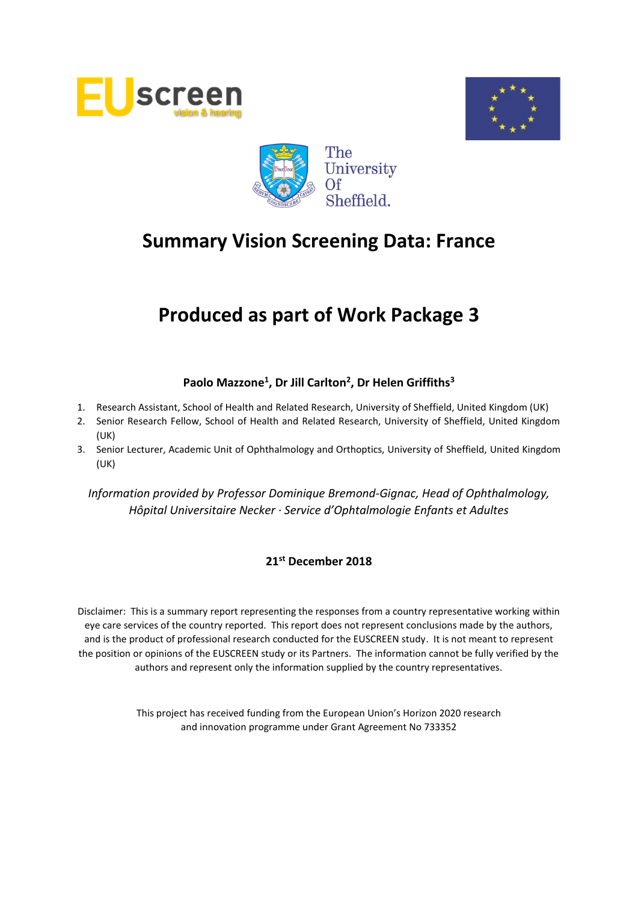# Summary Vision Screening Data: France

# Produced as part of Work Package 3

**Paolo Mazzone[1], Dr Jill Carlton[2], Dr Helen Griffiths[3]**

1. Research Assistant, School of Health and Related Research, University of Sheffield, United Kingdom (UK)
2. Senior Research Fellow, School of Health and Related Research, University of Sheffield, United Kingdom (UK)
3. Senior Lecturer, Academic Unit of Ophthalmology and Orthoptics, University of Sheffield, United Kingdom (UK)

*Information provided by Professor Dominique Bremond-Gignac, Head of Ophthalmology, Hôpital Universitaire Necker · Service d'Ophtalmologie Enfants et Adultes*

**21st December 2018**

Disclaimer: This is a summary report representing the responses from a country representative working within eye care services of the country reported. This report does not represent conclusions made by the authors, and is the product of professional research conducted for the EUSCREEN study. It is not meant to represent the position or opinions of the EUSCREEN study or its Partners. The information cannot be fully verified by the authors and represent only the information supplied by the country representatives.

This project has received funding from the European Union's Horizon 2020 research and innovation programme under Grant Agreement No 733352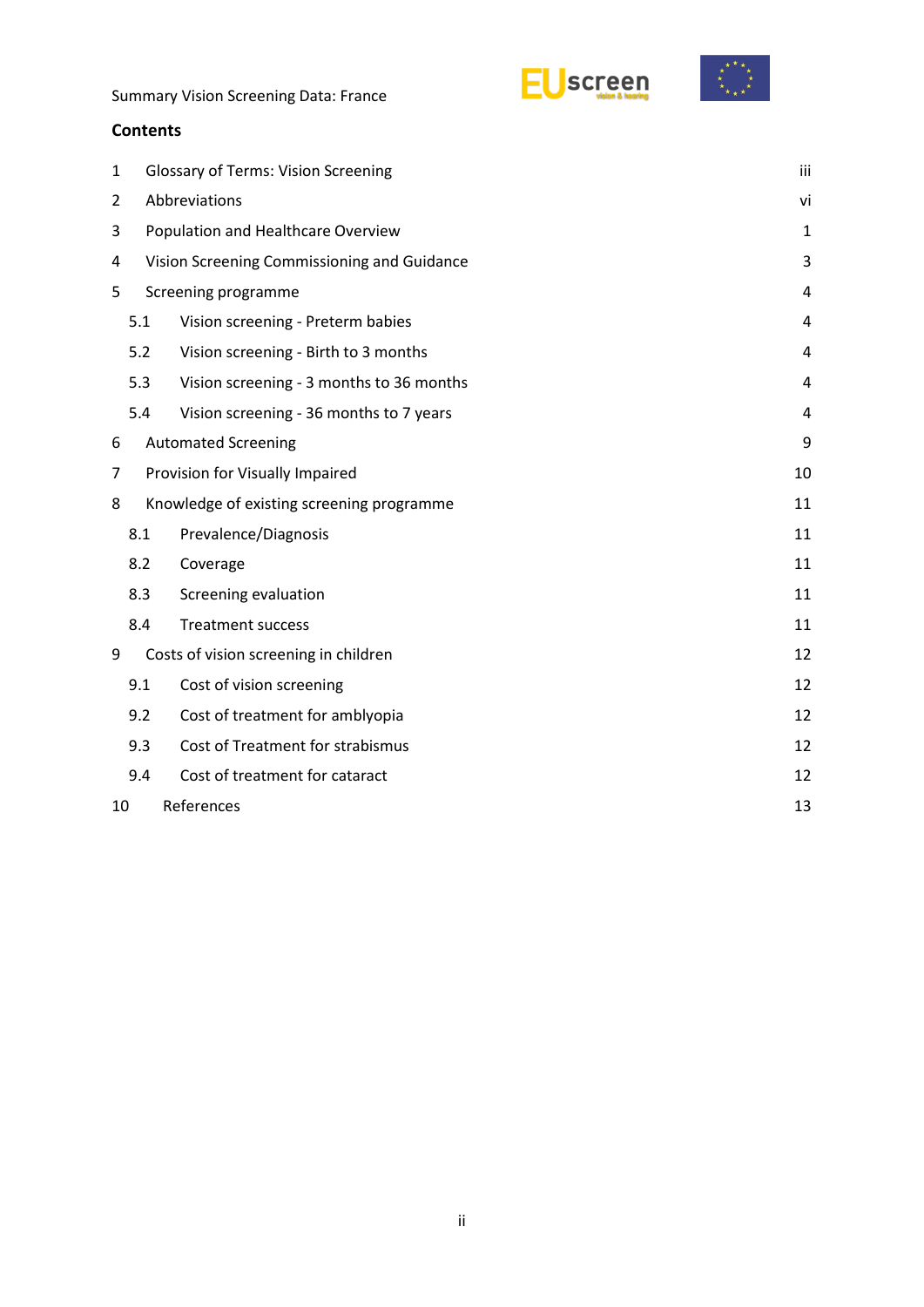## Contents

| | | |
|---|---|---|
| 1 | Glossary of Terms: Vision Screening | iii |
| 2 | Abbreviations | vi |
| 3 | Population and Healthcare Overview | 1 |
| 4 | Vision Screening Commissioning and Guidance | 3 |
| 5 | Screening programme | 4 |
| 5.1 | Vision screening - Preterm babies | 4 |
| 5.2 | Vision screening - Birth to 3 months | 4 |
| 5.3 | Vision screening - 3 months to 36 months | 4 |
| 5.4 | Vision screening - 36 months to 7 years | 4 |
| 6 | Automated Screening | 9 |
| 7 | Provision for Visually Impaired | 10 |
| 8 | Knowledge of existing screening programme | 11 |
| 8.1 | Prevalence/Diagnosis | 11 |
| 8.2 | Coverage | 11 |
| 8.3 | Screening evaluation | 11 |
| 8.4 | Treatment success | 11 |
| 9 | Costs of vision screening in children | 12 |
| 9.1 | Cost of vision screening | 12 |
| 9.2 | Cost of treatment for amblyopia | 12 |
| 9.3 | Cost of Treatment for strabismus | 12 |
| 9.4 | Cost of treatment for cataract | 12 |
| 10 | References | 13 |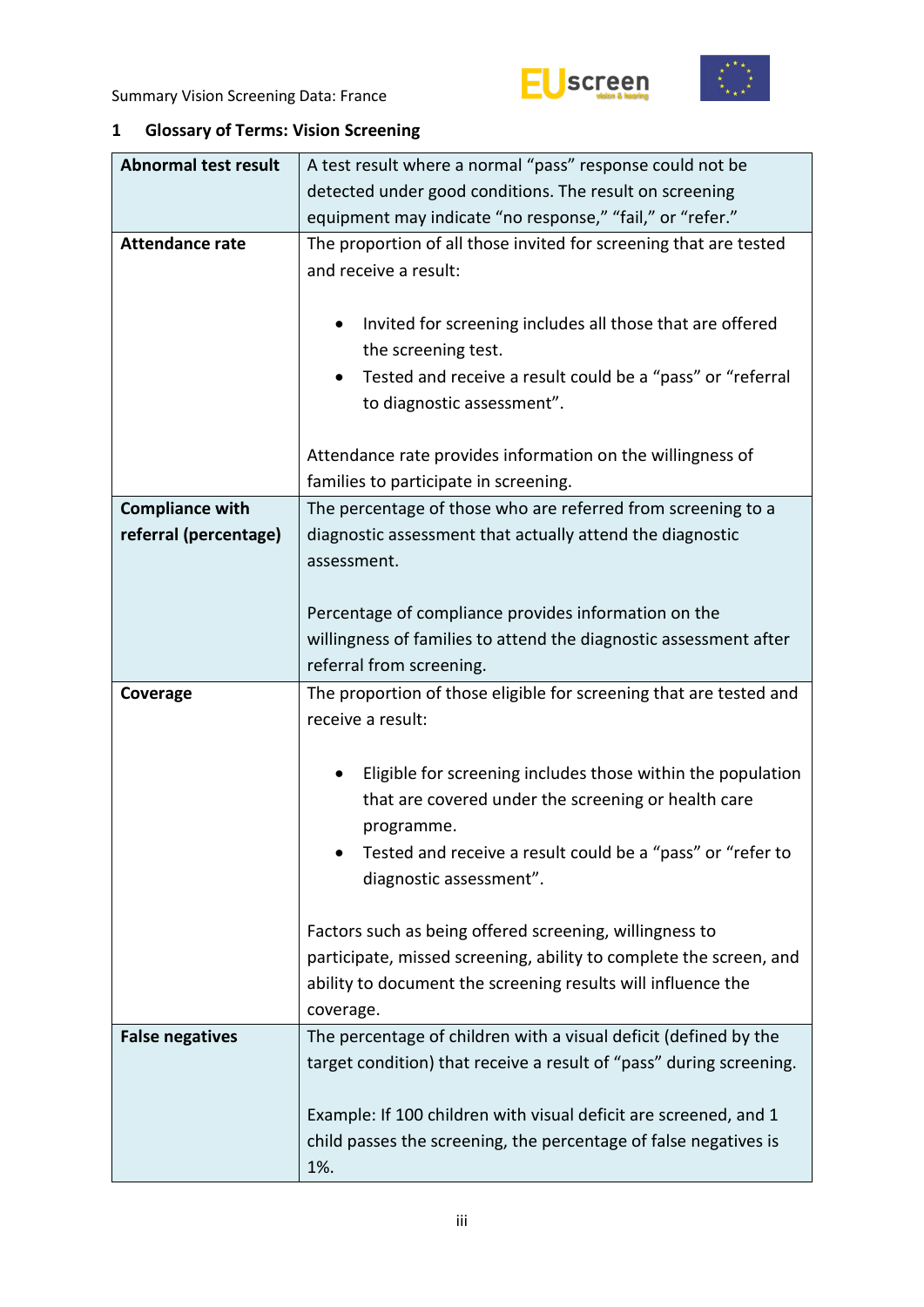## 1 Glossary of Terms: Vision Screening

| Term | Definition |
|---|---|
| **Abnormal test result** | A test result where a normal "pass" response could not be detected under good conditions. The result on screening equipment may indicate "no response," "fail," or "refer." |
| **Attendance rate** | The proportion of all those invited for screening that are tested and receive a result:<br><br>• Invited for screening includes all those that are offered the screening test.<br>• Tested and receive a result could be a "pass" or "referral to diagnostic assessment".<br><br>Attendance rate provides information on the willingness of families to participate in screening. |
| **Compliance with referral (percentage)** | The percentage of those who are referred from screening to a diagnostic assessment that actually attend the diagnostic assessment.<br><br>Percentage of compliance provides information on the willingness of families to attend the diagnostic assessment after referral from screening. |
| **Coverage** | The proportion of those eligible for screening that are tested and receive a result:<br><br>• Eligible for screening includes those within the population that are covered under the screening or health care programme.<br>• Tested and receive a result could be a "pass" or "refer to diagnostic assessment".<br><br>Factors such as being offered screening, willingness to participate, missed screening, ability to complete the screen, and ability to document the screening results will influence the coverage. |
| **False negatives** | The percentage of children with a visual deficit (defined by the target condition) that receive a result of "pass" during screening.<br><br>Example: If 100 children with visual deficit are screened, and 1 child passes the screening, the percentage of false negatives is 1%. |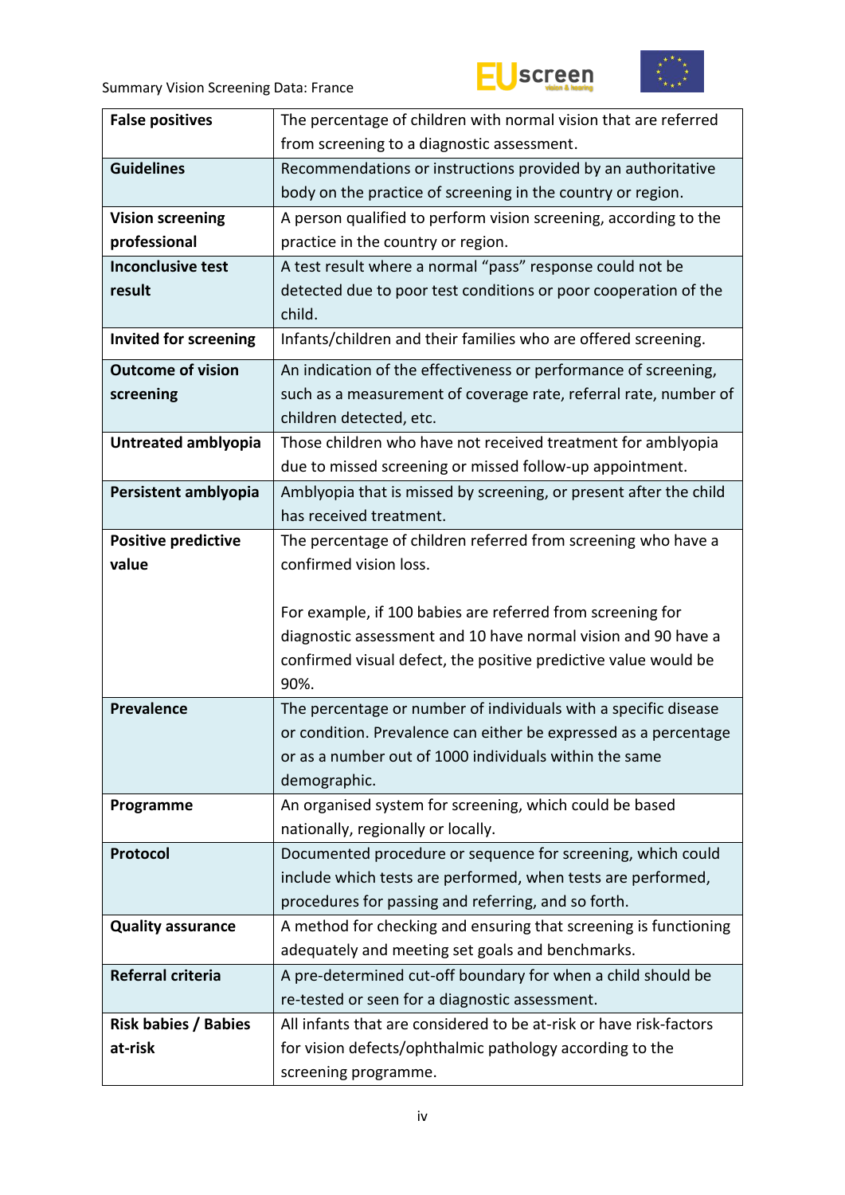| | |
|---|---|
| **False positives** | The percentage of children with normal vision that are referred from screening to a diagnostic assessment. |
| **Guidelines** | Recommendations or instructions provided by an authoritative body on the practice of screening in the country or region. |
| **Vision screening professional** | A person qualified to perform vision screening, according to the practice in the country or region. |
| **Inconclusive test result** | A test result where a normal "pass" response could not be detected due to poor test conditions or poor cooperation of the child. |
| **Invited for screening** | Infants/children and their families who are offered screening. |
| **Outcome of vision screening** | An indication of the effectiveness or performance of screening, such as a measurement of coverage rate, referral rate, number of children detected, etc. |
| **Untreated amblyopia** | Those children who have not received treatment for amblyopia due to missed screening or missed follow-up appointment. |
| **Persistent amblyopia** | Amblyopia that is missed by screening, or present after the child has received treatment. |
| **Positive predictive value** | The percentage of children referred from screening who have a confirmed vision loss.<br><br>For example, if 100 babies are referred from screening for diagnostic assessment and 10 have normal vision and 90 have a confirmed visual defect, the positive predictive value would be 90%. |
| **Prevalence** | The percentage or number of individuals with a specific disease or condition. Prevalence can either be expressed as a percentage or as a number out of 1000 individuals within the same demographic. |
| **Programme** | An organised system for screening, which could be based nationally, regionally or locally. |
| **Protocol** | Documented procedure or sequence for screening, which could include which tests are performed, when tests are performed, procedures for passing and referring, and so forth. |
| **Quality assurance** | A method for checking and ensuring that screening is functioning adequately and meeting set goals and benchmarks. |
| **Referral criteria** | A pre-determined cut-off boundary for when a child should be re-tested or seen for a diagnostic assessment. |
| **Risk babies / Babies at-risk** | All infants that are considered to be at-risk or have risk-factors for vision defects/ophthalmic pathology according to the screening programme. |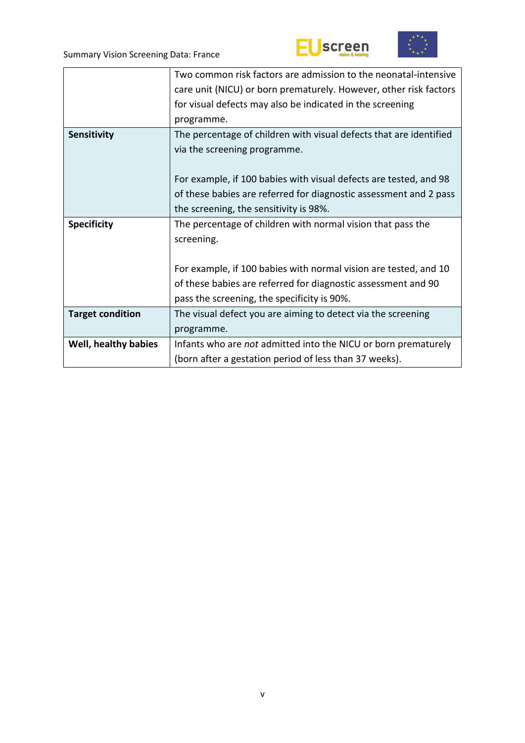| | |
|---|---|
| | Two common risk factors are admission to the neonatal-intensive care unit (NICU) or born prematurely. However, other risk factors for visual defects may also be indicated in the screening programme. |
| **Sensitivity** | The percentage of children with visual defects that are identified via the screening programme.<br><br>For example, if 100 babies with visual defects are tested, and 98 of these babies are referred for diagnostic assessment and 2 pass the screening, the sensitivity is 98%. |
| **Specificity** | The percentage of children with normal vision that pass the screening.<br><br>For example, if 100 babies with normal vision are tested, and 10 of these babies are referred for diagnostic assessment and 90 pass the screening, the specificity is 90%. |
| **Target condition** | The visual defect you are aiming to detect via the screening programme. |
| **Well, healthy babies** | Infants who are *not* admitted into the NICU or born prematurely (born after a gestation period of less than 37 weeks). |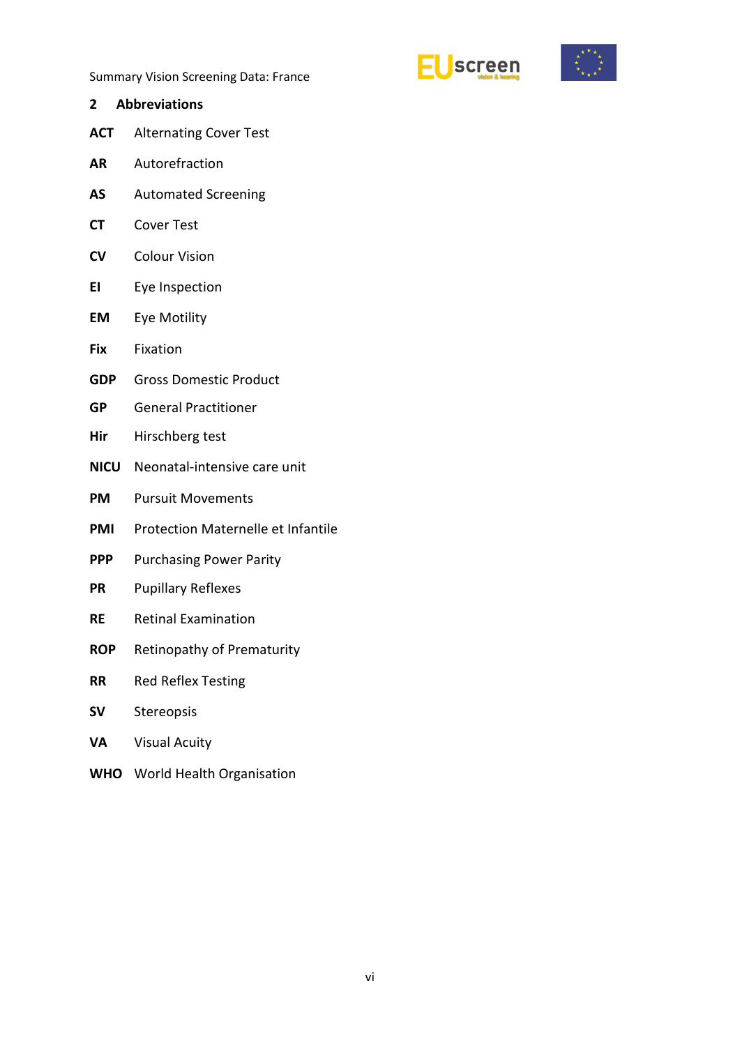## 2 Abbreviations

**ACT** Alternating Cover Test

**AR** Autorefraction

**AS** Automated Screening

**CT** Cover Test

**CV** Colour Vision

**EI** Eye Inspection

**EM** Eye Motility

**Fix** Fixation

**GDP** Gross Domestic Product

**GP** General Practitioner

**Hir** Hirschberg test

**NICU** Neonatal-intensive care unit

**PM** Pursuit Movements

**PMI** Protection Maternelle et Infantile

**PPP** Purchasing Power Parity

**PR** Pupillary Reflexes

**RE** Retinal Examination

**ROP** Retinopathy of Prematurity

**RR** Red Reflex Testing

**SV** Stereopsis

**VA** Visual Acuity

**WHO** World Health Organisation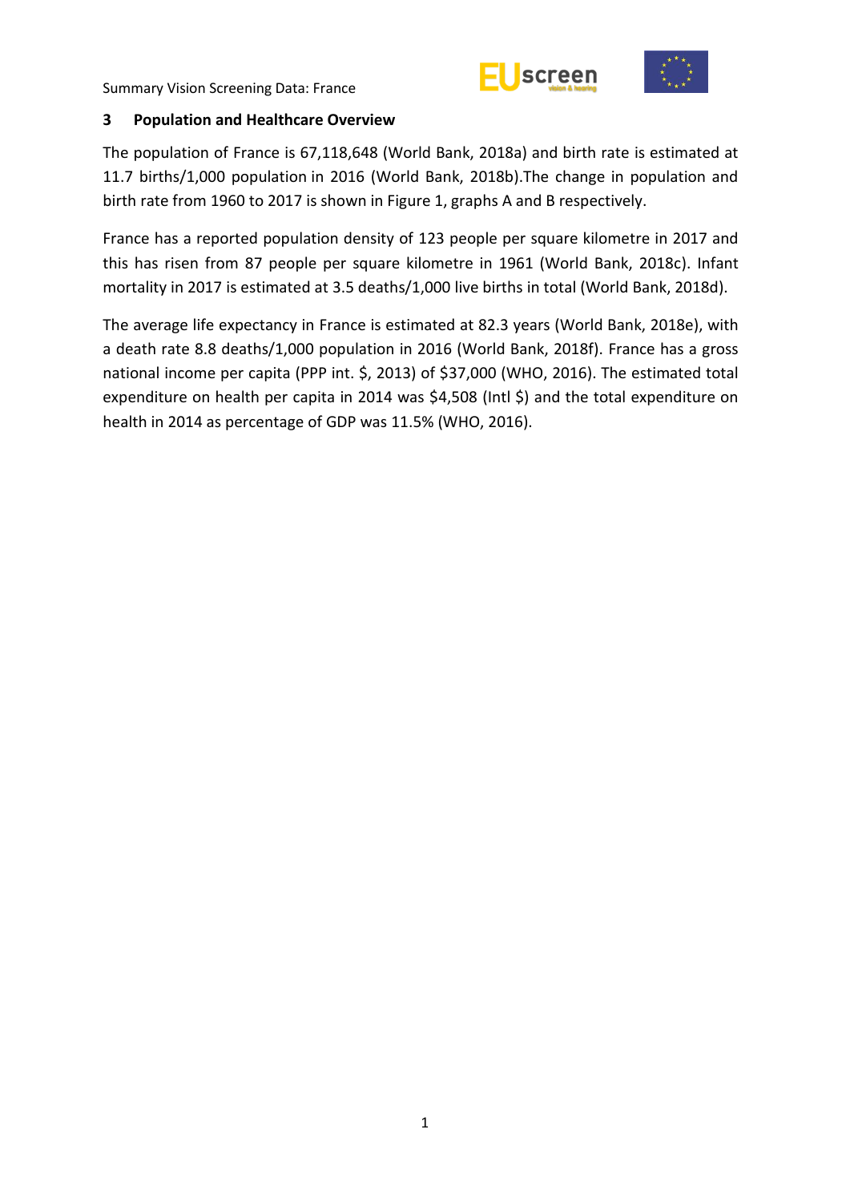## 3 Population and Healthcare Overview

The population of France is 67,118,648 (World Bank, 2018a) and birth rate is estimated at 11.7 births/1,000 population in 2016 (World Bank, 2018b).The change in population and birth rate from 1960 to 2017 is shown in Figure 1, graphs A and B respectively.

France has a reported population density of 123 people per square kilometre in 2017 and this has risen from 87 people per square kilometre in 1961 (World Bank, 2018c). Infant mortality in 2017 is estimated at 3.5 deaths/1,000 live births in total (World Bank, 2018d).

The average life expectancy in France is estimated at 82.3 years (World Bank, 2018e), with a death rate 8.8 deaths/1,000 population in 2016 (World Bank, 2018f). France has a gross national income per capita (PPP int. $, 2013) of $37,000 (WHO, 2016). The estimated total expenditure on health per capita in 2014 was $4,508 (Intl $) and the total expenditure on health in 2014 as percentage of GDP was 11.5% (WHO, 2016).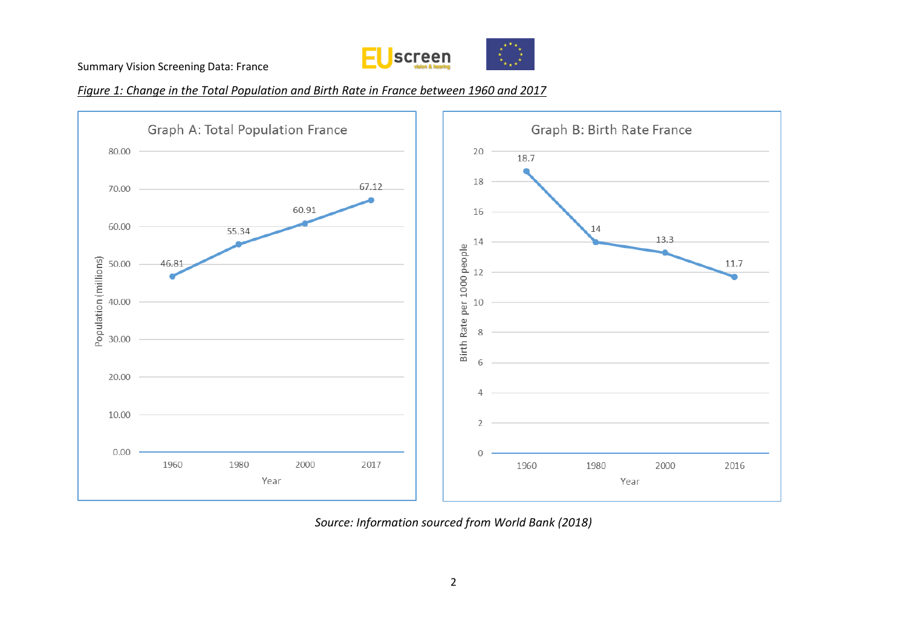*Figure 1: Change in the Total Population and Birth Rate in France between 1960 and 2017*

**Graph A: Total Population France**

| Year | Population (millions) |
|---|---|
| 1960 | 46.81 |
| 1980 | 55.34 |
| 2000 | 60.91 |
| 2017 | 67.12 |

**Graph B: Birth Rate France**

| Year | Birth Rate per 1000 people |
|---|---|
| 1960 | 18.7 |
| 1980 | 14 |
| 2000 | 13.3 |
| 2016 | 11.7 |

*Source: Information sourced from World Bank (2018)*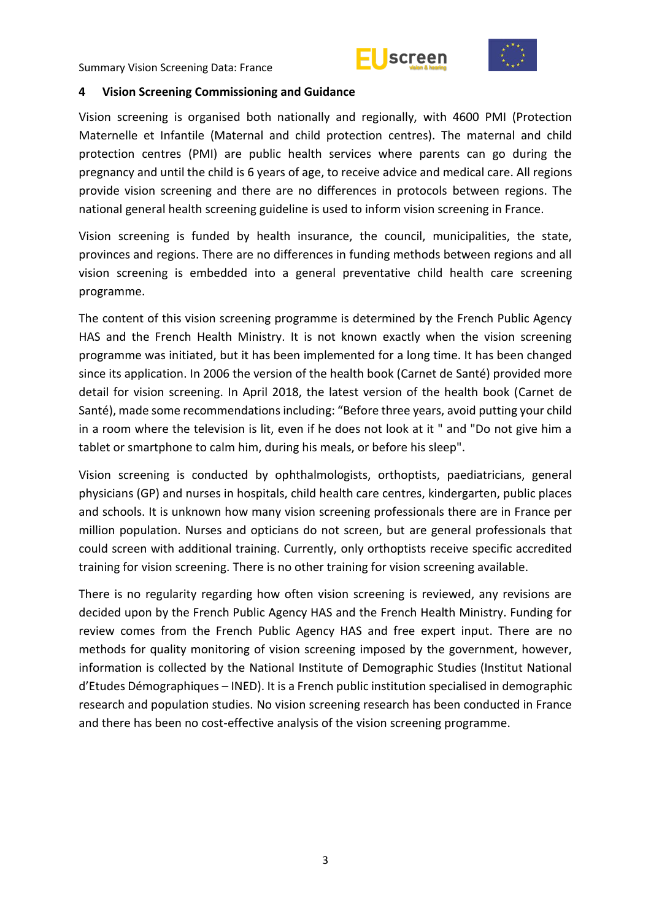## 4 Vision Screening Commissioning and Guidance

Vision screening is organised both nationally and regionally, with 4600 PMI (Protection Maternelle et Infantile (Maternal and child protection centres). The maternal and child protection centres (PMI) are public health services where parents can go during the pregnancy and until the child is 6 years of age, to receive advice and medical care. All regions provide vision screening and there are no differences in protocols between regions. The national general health screening guideline is used to inform vision screening in France.

Vision screening is funded by health insurance, the council, municipalities, the state, provinces and regions. There are no differences in funding methods between regions and all vision screening is embedded into a general preventative child health care screening programme.

The content of this vision screening programme is determined by the French Public Agency HAS and the French Health Ministry. It is not known exactly when the vision screening programme was initiated, but it has been implemented for a long time. It has been changed since its application. In 2006 the version of the health book (Carnet de Santé) provided more detail for vision screening. In April 2018, the latest version of the health book (Carnet de Santé), made some recommendations including: "Before three years, avoid putting your child in a room where the television is lit, even if he does not look at it " and "Do not give him a tablet or smartphone to calm him, during his meals, or before his sleep".

Vision screening is conducted by ophthalmologists, orthoptists, paediatricians, general physicians (GP) and nurses in hospitals, child health care centres, kindergarten, public places and schools. It is unknown how many vision screening professionals there are in France per million population. Nurses and opticians do not screen, but are general professionals that could screen with additional training. Currently, only orthoptists receive specific accredited training for vision screening. There is no other training for vision screening available.

There is no regularity regarding how often vision screening is reviewed, any revisions are decided upon by the French Public Agency HAS and the French Health Ministry. Funding for review comes from the French Public Agency HAS and free expert input. There are no methods for quality monitoring of vision screening imposed by the government, however, information is collected by the National Institute of Demographic Studies (Institut National d'Etudes Démographiques – INED). It is a French public institution specialised in demographic research and population studies. No vision screening research has been conducted in France and there has been no cost-effective analysis of the vision screening programme.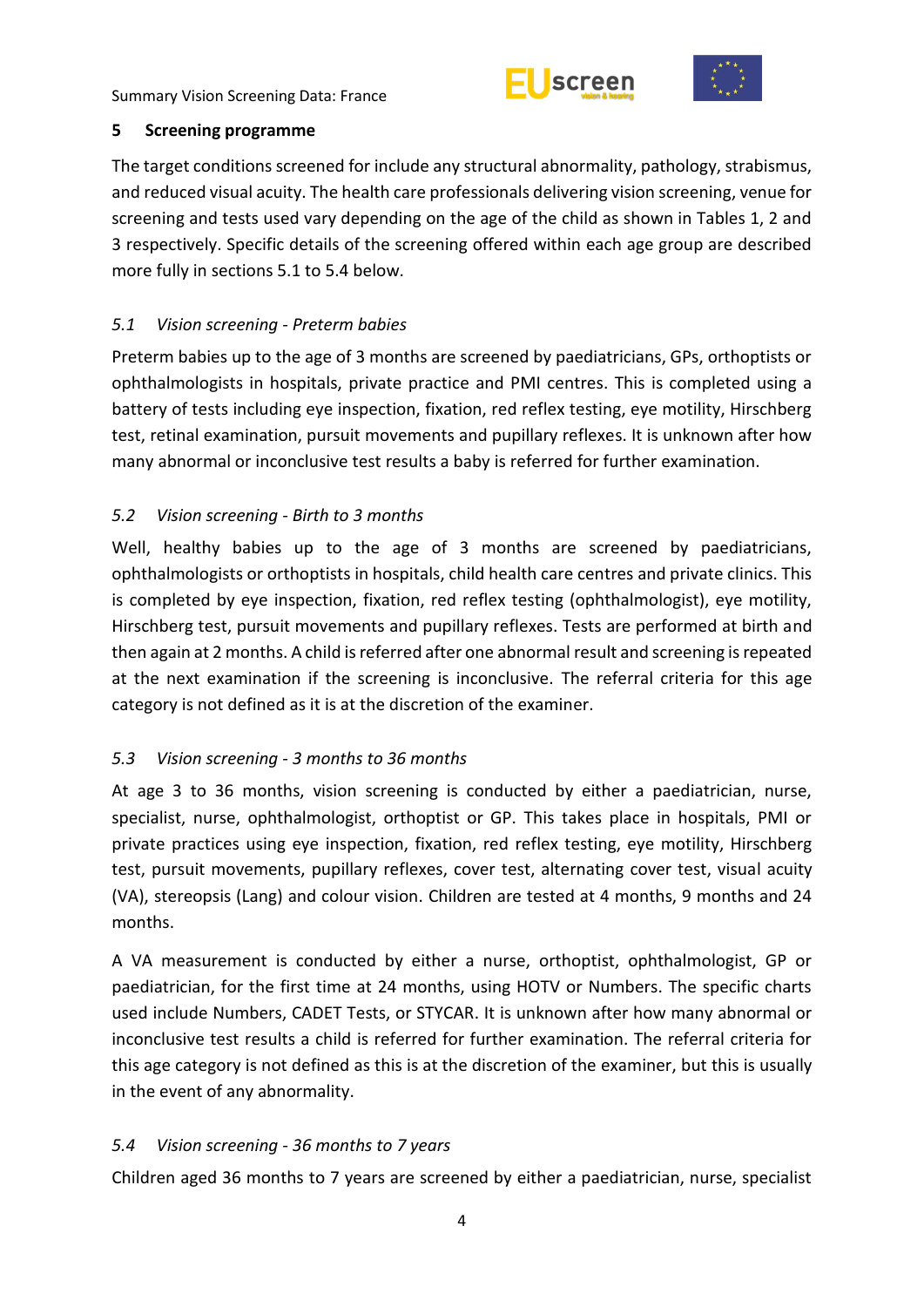## 5 Screening programme

The target conditions screened for include any structural abnormality, pathology, strabismus, and reduced visual acuity. The health care professionals delivering vision screening, venue for screening and tests used vary depending on the age of the child as shown in Tables 1, 2 and 3 respectively. Specific details of the screening offered within each age group are described more fully in sections 5.1 to 5.4 below.

### *5.1 Vision screening - Preterm babies*

Preterm babies up to the age of 3 months are screened by paediatricians, GPs, orthoptists or ophthalmologists in hospitals, private practice and PMI centres. This is completed using a battery of tests including eye inspection, fixation, red reflex testing, eye motility, Hirschberg test, retinal examination, pursuit movements and pupillary reflexes. It is unknown after how many abnormal or inconclusive test results a baby is referred for further examination.

### *5.2 Vision screening - Birth to 3 months*

Well, healthy babies up to the age of 3 months are screened by paediatricians, ophthalmologists or orthoptists in hospitals, child health care centres and private clinics. This is completed by eye inspection, fixation, red reflex testing (ophthalmologist), eye motility, Hirschberg test, pursuit movements and pupillary reflexes. Tests are performed at birth and then again at 2 months. A child is referred after one abnormal result and screening is repeated at the next examination if the screening is inconclusive. The referral criteria for this age category is not defined as it is at the discretion of the examiner.

### *5.3 Vision screening - 3 months to 36 months*

At age 3 to 36 months, vision screening is conducted by either a paediatrician, nurse, specialist, nurse, ophthalmologist, orthoptist or GP. This takes place in hospitals, PMI or private practices using eye inspection, fixation, red reflex testing, eye motility, Hirschberg test, pursuit movements, pupillary reflexes, cover test, alternating cover test, visual acuity (VA), stereopsis (Lang) and colour vision. Children are tested at 4 months, 9 months and 24 months.

A VA measurement is conducted by either a nurse, orthoptist, ophthalmologist, GP or paediatrician, for the first time at 24 months, using HOTV or Numbers. The specific charts used include Numbers, CADET Tests, or STYCAR. It is unknown after how many abnormal or inconclusive test results a child is referred for further examination. The referral criteria for this age category is not defined as this is at the discretion of the examiner, but this is usually in the event of any abnormality.

### *5.4 Vision screening - 36 months to 7 years*

Children aged 36 months to 7 years are screened by either a paediatrician, nurse, specialist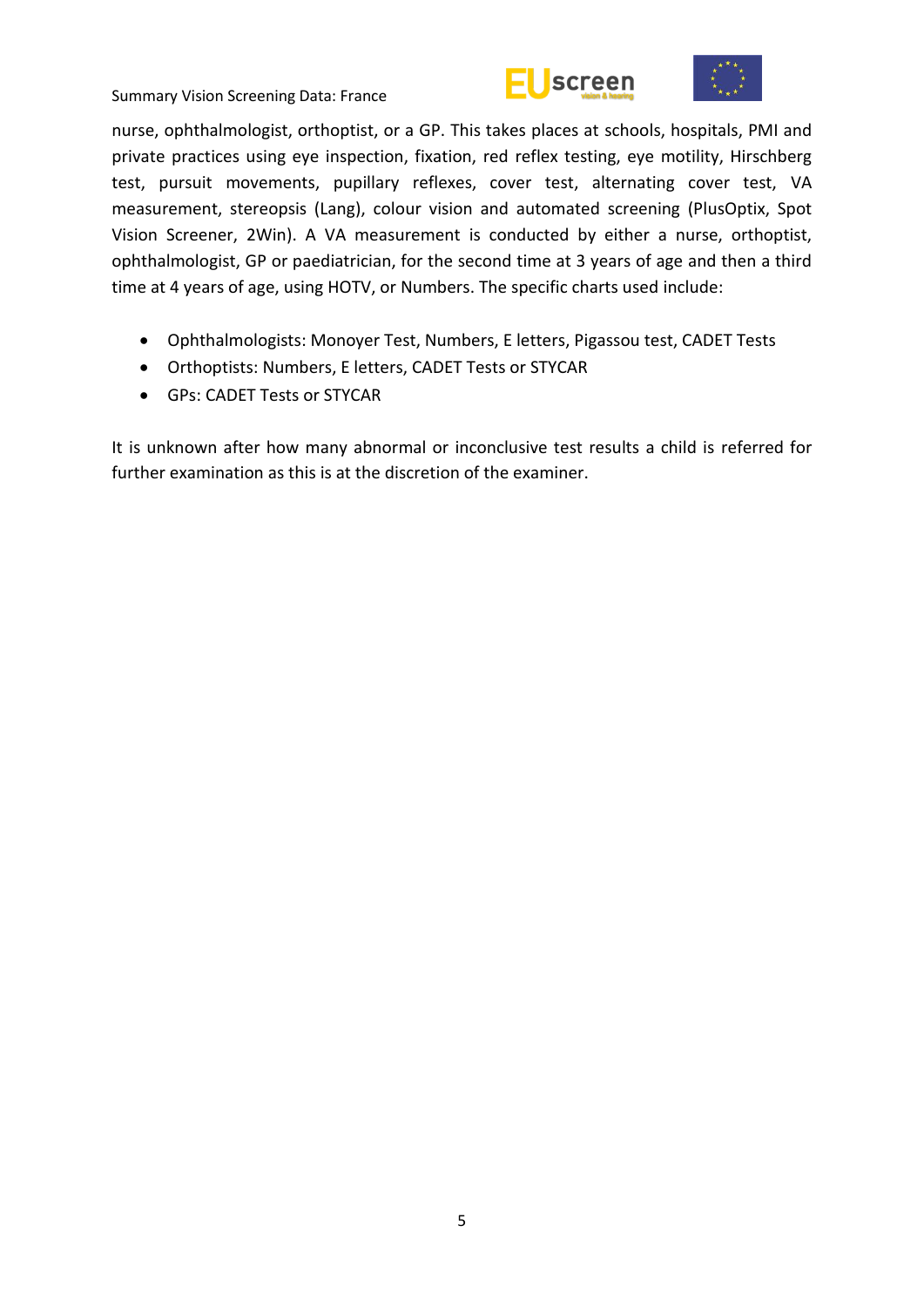nurse, ophthalmologist, orthoptist, or a GP. This takes places at schools, hospitals, PMI and private practices using eye inspection, fixation, red reflex testing, eye motility, Hirschberg test, pursuit movements, pupillary reflexes, cover test, alternating cover test, VA measurement, stereopsis (Lang), colour vision and automated screening (PlusOptix, Spot Vision Screener, 2Win). A VA measurement is conducted by either a nurse, orthoptist, ophthalmologist, GP or paediatrician, for the second time at 3 years of age and then a third time at 4 years of age, using HOTV, or Numbers. The specific charts used include:

- Ophthalmologists: Monoyer Test, Numbers, E letters, Pigassou test, CADET Tests
- Orthoptists: Numbers, E letters, CADET Tests or STYCAR
- GPs: CADET Tests or STYCAR

It is unknown after how many abnormal or inconclusive test results a child is referred for further examination as this is at the discretion of the examiner.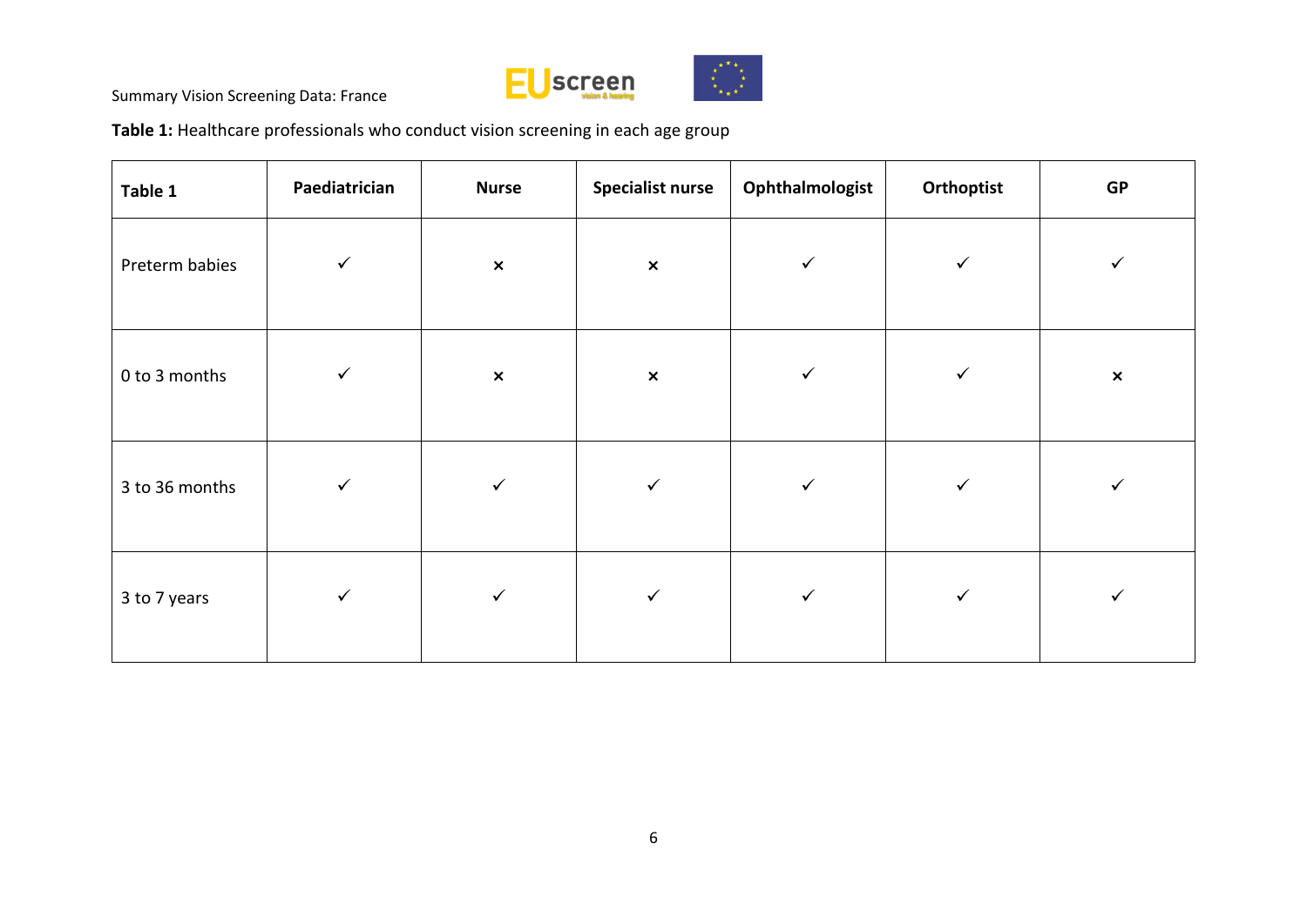**Table 1:** Healthcare professionals who conduct vision screening in each age group

| Table 1 | Paediatrician | Nurse | Specialist nurse | Ophthalmologist | Orthoptist | GP |
|---|---|---|---|---|---|---|
| Preterm babies | ✓ | × | × | ✓ | ✓ | ✓ |
| 0 to 3 months | ✓ | × | × | ✓ | ✓ | × |
| 3 to 36 months | ✓ | ✓ | ✓ | ✓ | ✓ | ✓ |
| 3 to 7 years | ✓ | ✓ | ✓ | ✓ | ✓ | ✓ |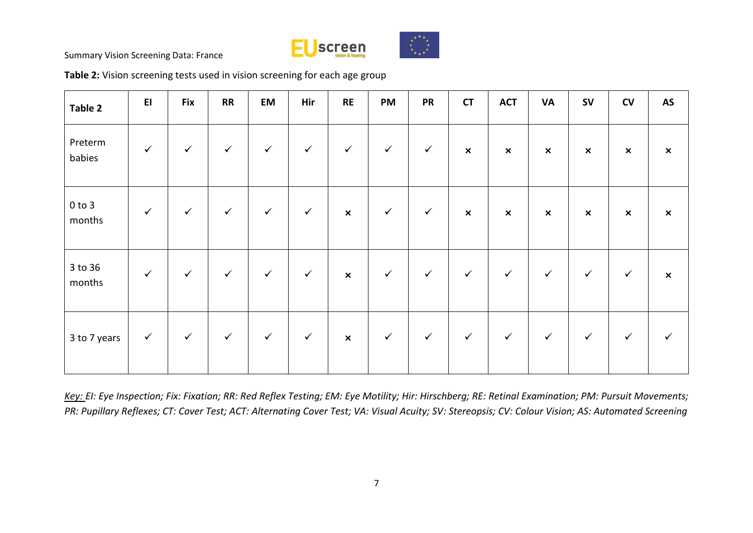**Table 2:** Vision screening tests used in vision screening for each age group

| Table 2 | EI | Fix | RR | EM | Hir | RE | PM | PR | CT | ACT | VA | SV | CV | AS |
|---|---|---|---|---|---|---|---|---|---|---|---|---|---|---|
| Preterm babies | ✓ | ✓ | ✓ | ✓ | ✓ | ✓ | ✓ | ✓ | × | × | × | × | × | × |
| 0 to 3 months | ✓ | ✓ | ✓ | ✓ | ✓ | × | ✓ | ✓ | × | × | × | × | × | × |
| 3 to 36 months | ✓ | ✓ | ✓ | ✓ | ✓ | × | ✓ | ✓ | ✓ | ✓ | ✓ | ✓ | ✓ | × |
| 3 to 7 years | ✓ | ✓ | ✓ | ✓ | ✓ | × | ✓ | ✓ | ✓ | ✓ | ✓ | ✓ | ✓ | ✓ |

*Key: EI: Eye Inspection; Fix: Fixation; RR: Red Reflex Testing; EM: Eye Motility; Hir: Hirschberg; RE: Retinal Examination; PM: Pursuit Movements; PR: Pupillary Reflexes; CT: Cover Test; ACT: Alternating Cover Test; VA: Visual Acuity; SV: Stereopsis; CV: Colour Vision; AS: Automated Screening*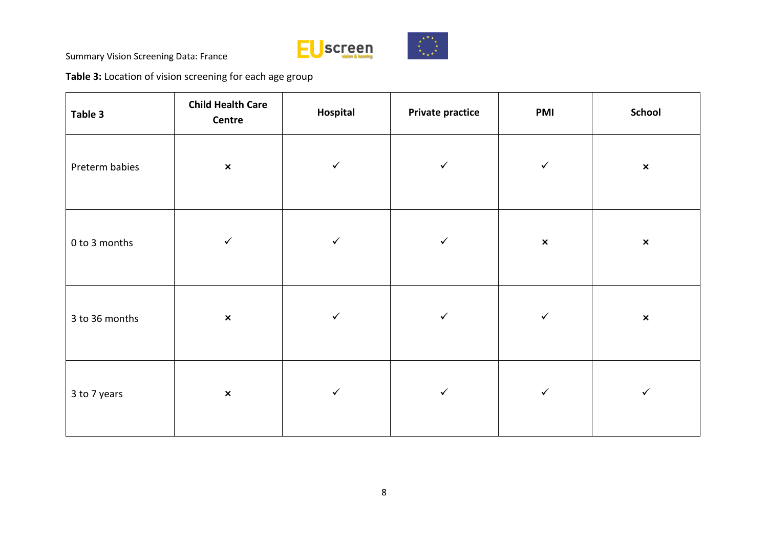**Table 3:** Location of vision screening for each age group

| Table 3 | Child Health Care Centre | Hospital | Private practice | PMI | School |
|---|---|---|---|---|---|
| Preterm babies | × | ✓ | ✓ | ✓ | × |
| 0 to 3 months | ✓ | ✓ | ✓ | × | × |
| 3 to 36 months | × | ✓ | ✓ | ✓ | × |
| 3 to 7 years | × | ✓ | ✓ | ✓ | ✓ |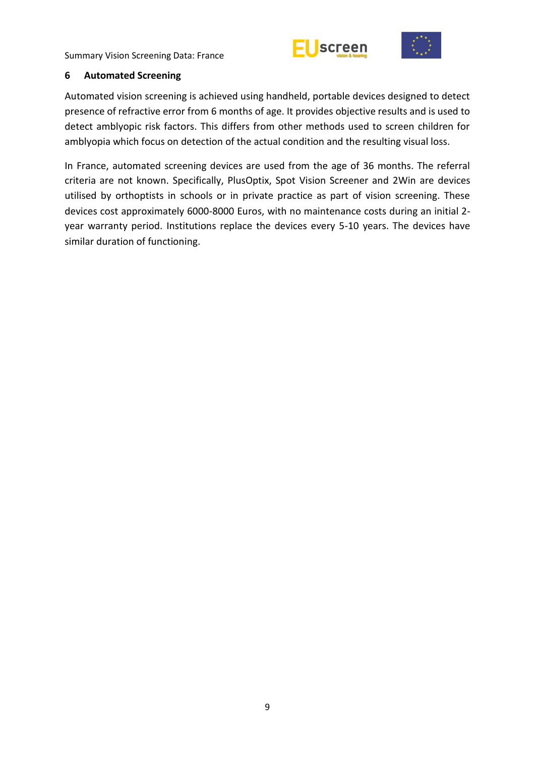## 6 Automated Screening

Automated vision screening is achieved using handheld, portable devices designed to detect presence of refractive error from 6 months of age. It provides objective results and is used to detect amblyopic risk factors. This differs from other methods used to screen children for amblyopia which focus on detection of the actual condition and the resulting visual loss.

In France, automated screening devices are used from the age of 36 months. The referral criteria are not known. Specifically, PlusOptix, Spot Vision Screener and 2Win are devices utilised by orthoptists in schools or in private practice as part of vision screening. These devices cost approximately 6000-8000 Euros, with no maintenance costs during an initial 2-year warranty period. Institutions replace the devices every 5-10 years. The devices have similar duration of functioning.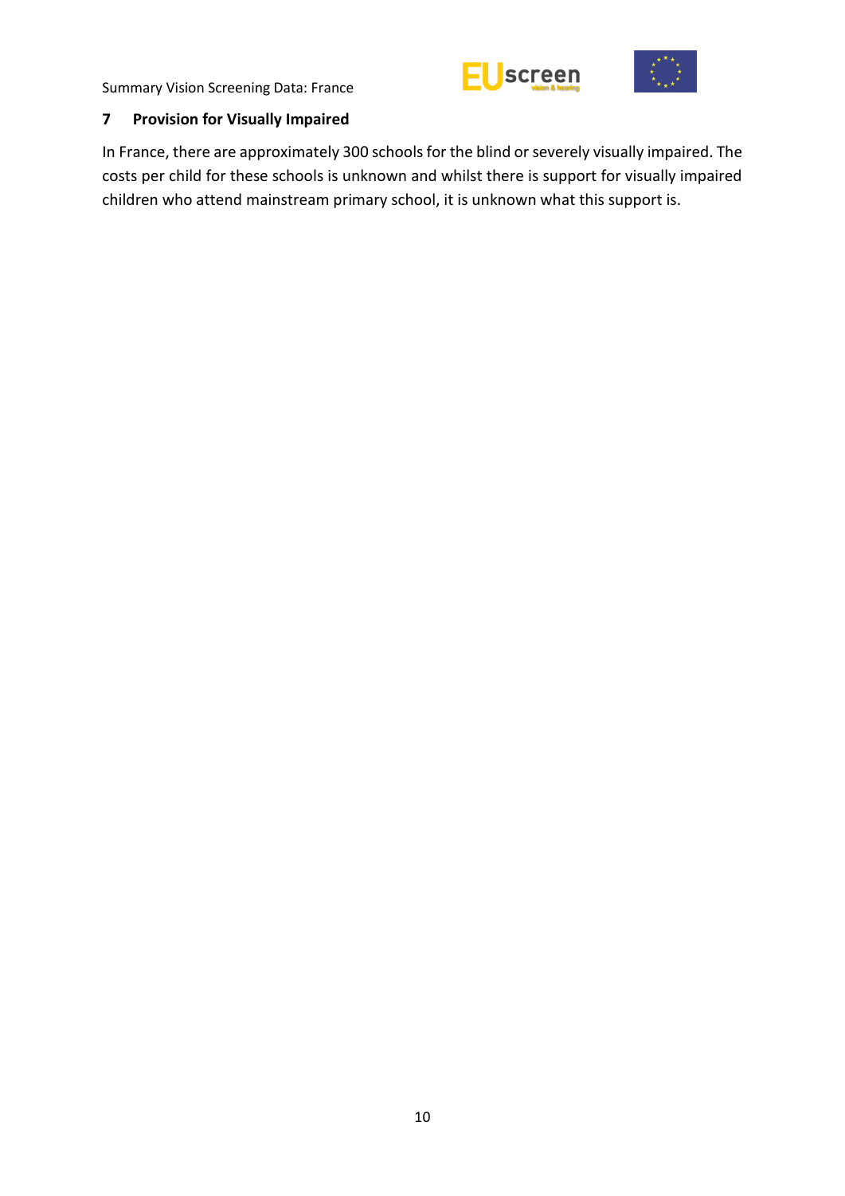## 7 Provision for Visually Impaired

In France, there are approximately 300 schools for the blind or severely visually impaired. The costs per child for these schools is unknown and whilst there is support for visually impaired children who attend mainstream primary school, it is unknown what this support is.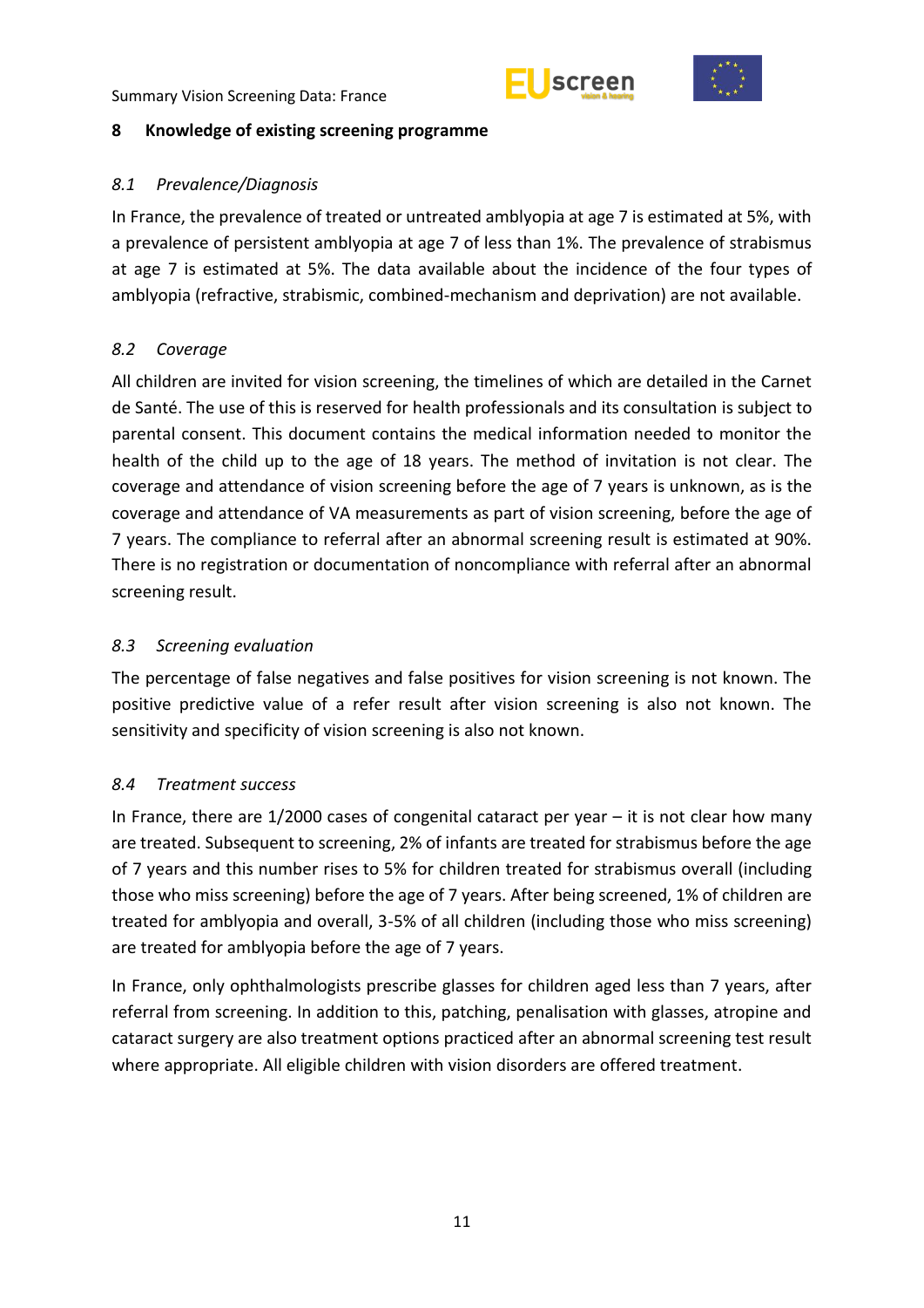## 8 Knowledge of existing screening programme

### *8.1 Prevalence/Diagnosis*

In France, the prevalence of treated or untreated amblyopia at age 7 is estimated at 5%, with a prevalence of persistent amblyopia at age 7 of less than 1%. The prevalence of strabismus at age 7 is estimated at 5%. The data available about the incidence of the four types of amblyopia (refractive, strabismic, combined-mechanism and deprivation) are not available.

### *8.2 Coverage*

All children are invited for vision screening, the timelines of which are detailed in the Carnet de Santé. The use of this is reserved for health professionals and its consultation is subject to parental consent. This document contains the medical information needed to monitor the health of the child up to the age of 18 years. The method of invitation is not clear. The coverage and attendance of vision screening before the age of 7 years is unknown, as is the coverage and attendance of VA measurements as part of vision screening, before the age of 7 years. The compliance to referral after an abnormal screening result is estimated at 90%. There is no registration or documentation of noncompliance with referral after an abnormal screening result.

### *8.3 Screening evaluation*

The percentage of false negatives and false positives for vision screening is not known. The positive predictive value of a refer result after vision screening is also not known. The sensitivity and specificity of vision screening is also not known.

### *8.4 Treatment success*

In France, there are 1/2000 cases of congenital cataract per year – it is not clear how many are treated. Subsequent to screening, 2% of infants are treated for strabismus before the age of 7 years and this number rises to 5% for children treated for strabismus overall (including those who miss screening) before the age of 7 years. After being screened, 1% of children are treated for amblyopia and overall, 3-5% of all children (including those who miss screening) are treated for amblyopia before the age of 7 years.

In France, only ophthalmologists prescribe glasses for children aged less than 7 years, after referral from screening. In addition to this, patching, penalisation with glasses, atropine and cataract surgery are also treatment options practiced after an abnormal screening test result where appropriate. All eligible children with vision disorders are offered treatment.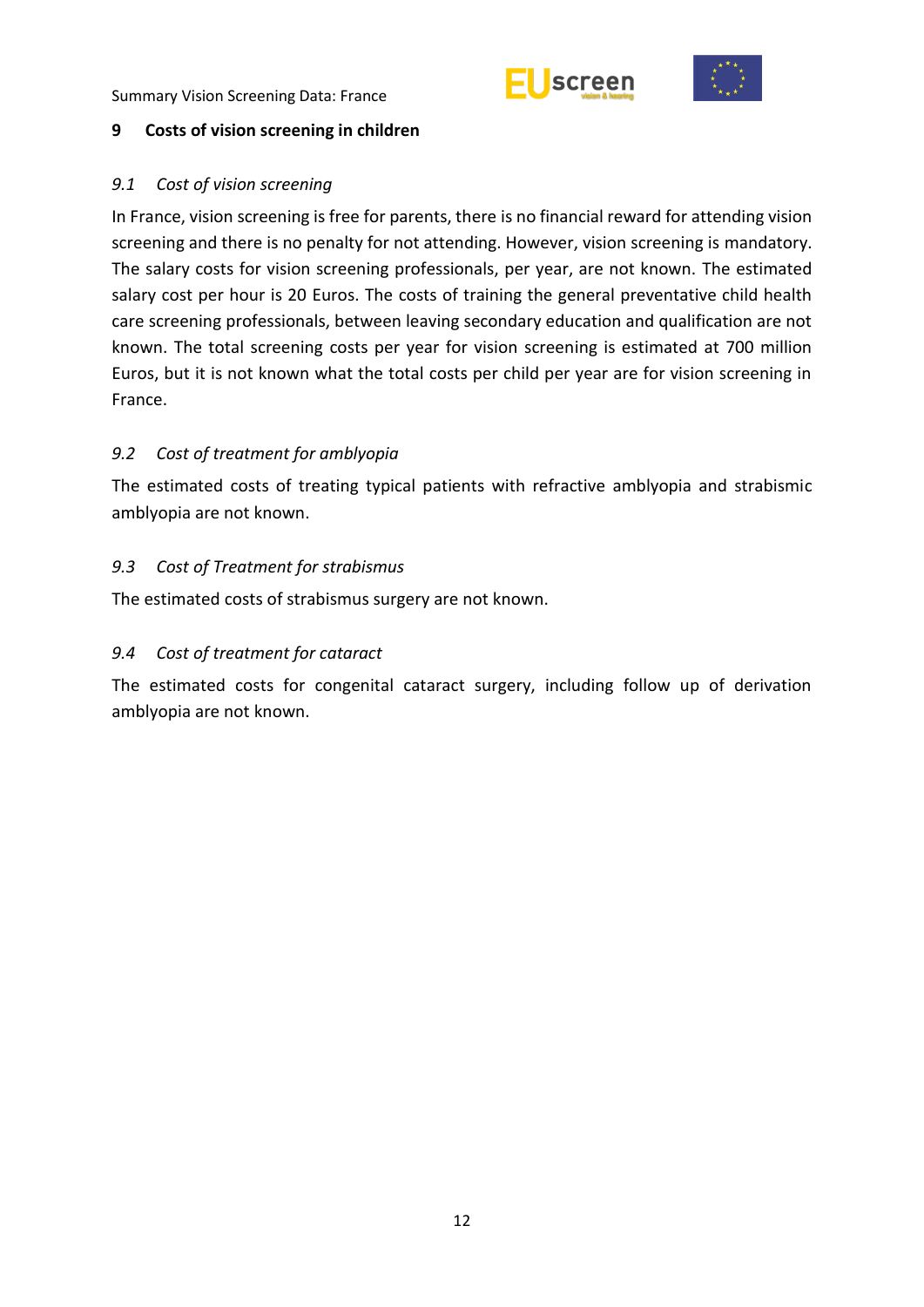## 9 Costs of vision screening in children

### *9.1 Cost of vision screening*

In France, vision screening is free for parents, there is no financial reward for attending vision screening and there is no penalty for not attending. However, vision screening is mandatory. The salary costs for vision screening professionals, per year, are not known. The estimated salary cost per hour is 20 Euros. The costs of training the general preventative child health care screening professionals, between leaving secondary education and qualification are not known. The total screening costs per year for vision screening is estimated at 700 million Euros, but it is not known what the total costs per child per year are for vision screening in France.

### *9.2 Cost of treatment for amblyopia*

The estimated costs of treating typical patients with refractive amblyopia and strabismic amblyopia are not known.

### *9.3 Cost of Treatment for strabismus*

The estimated costs of strabismus surgery are not known.

### *9.4 Cost of treatment for cataract*

The estimated costs for congenital cataract surgery, including follow up of derivation amblyopia are not known.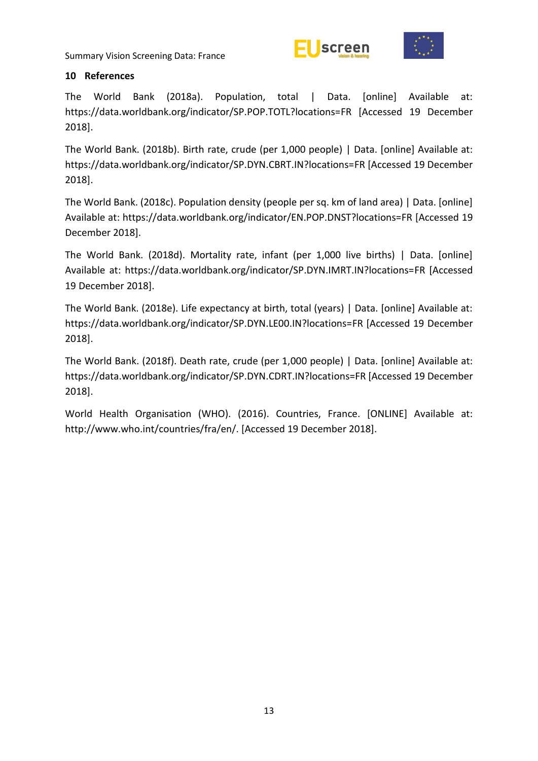## 10 References

The World Bank (2018a). Population, total | Data. [online] Available at: https://data.worldbank.org/indicator/SP.POP.TOTL?locations=FR [Accessed 19 December 2018].

The World Bank. (2018b). Birth rate, crude (per 1,000 people) | Data. [online] Available at: https://data.worldbank.org/indicator/SP.DYN.CBRT.IN?locations=FR [Accessed 19 December 2018].

The World Bank. (2018c). Population density (people per sq. km of land area) | Data. [online] Available at: https://data.worldbank.org/indicator/EN.POP.DNST?locations=FR [Accessed 19 December 2018].

The World Bank. (2018d). Mortality rate, infant (per 1,000 live births) | Data. [online] Available at: https://data.worldbank.org/indicator/SP.DYN.IMRT.IN?locations=FR [Accessed 19 December 2018].

The World Bank. (2018e). Life expectancy at birth, total (years) | Data. [online] Available at: https://data.worldbank.org/indicator/SP.DYN.LE00.IN?locations=FR [Accessed 19 December 2018].

The World Bank. (2018f). Death rate, crude (per 1,000 people) | Data. [online] Available at: https://data.worldbank.org/indicator/SP.DYN.CDRT.IN?locations=FR [Accessed 19 December 2018].

World Health Organisation (WHO). (2016). Countries, France. [ONLINE] Available at: http://www.who.int/countries/fra/en/. [Accessed 19 December 2018].